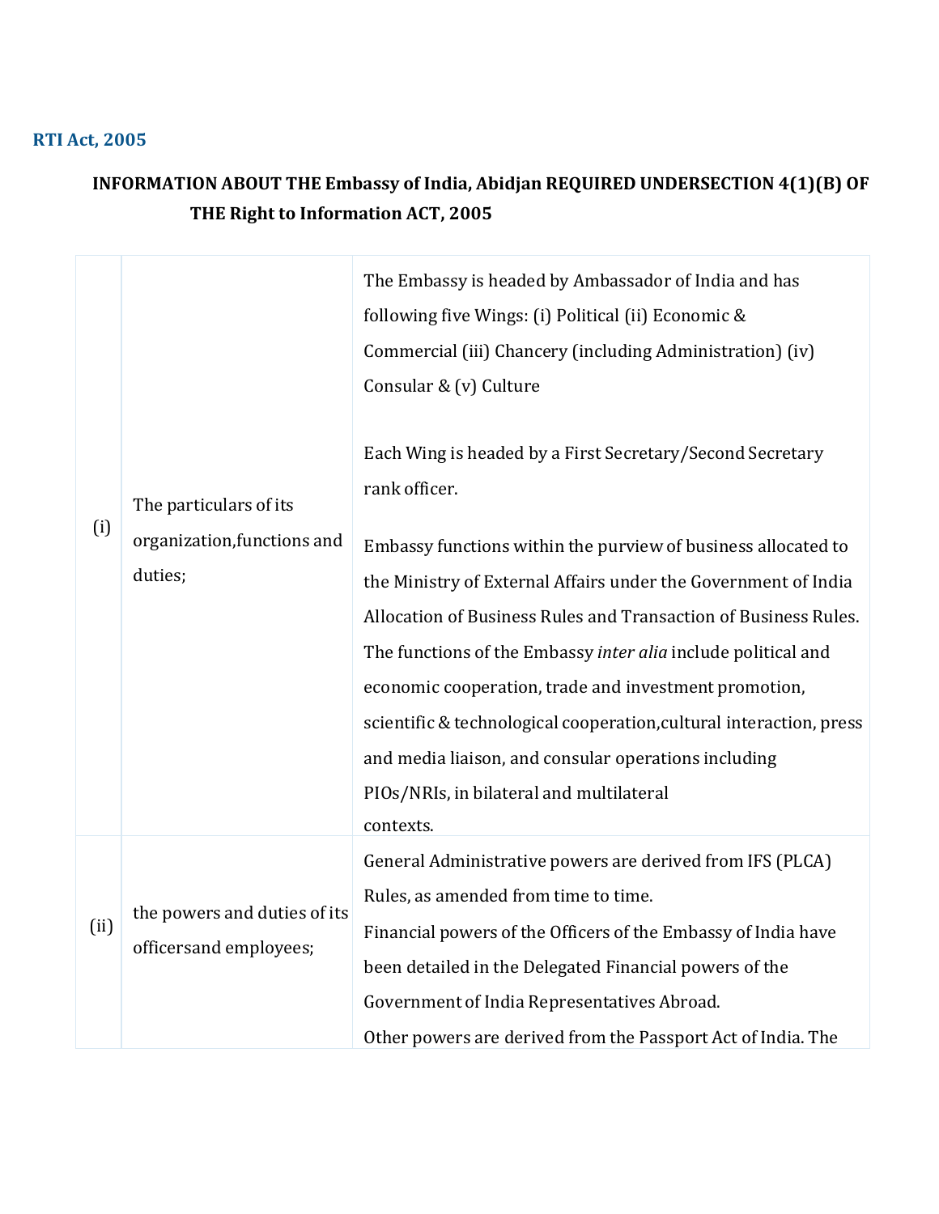**RTI Act, 2005**

## INFORMATION ABOUT THE Embassy of India, Abidjan REQUIRED UNDERSECTION 4(1)(B) OF THE Right to Information ACT, 2005

| | | |
|---|---|---|
| (i) | The particulars of its organization,functions and duties; | The Embassy is headed by Ambassador of India and has following five Wings: (i) Political (ii) Economic & Commercial (iii) Chancery (including Administration) (iv) Consular & (v) Culture<br><br>Each Wing is headed by a First Secretary/Second Secretary rank officer.<br><br>Embassy functions within the purview of business allocated to the Ministry of External Affairs under the Government of India Allocation of Business Rules and Transaction of Business Rules. The functions of the Embassy *inter alia* include political and economic cooperation, trade and investment promotion, scientific & technological cooperation,cultural interaction, press and media liaison, and consular operations including PIOs/NRIs, in bilateral and multilateral contexts. |
| (ii) | the powers and duties of its officersand employees; | General Administrative powers are derived from IFS (PLCA) Rules, as amended from time to time.<br>Financial powers of the Officers of the Embassy of India have been detailed in the Delegated Financial powers of the Government of India Representatives Abroad.<br>Other powers are derived from the Passport Act of India. The |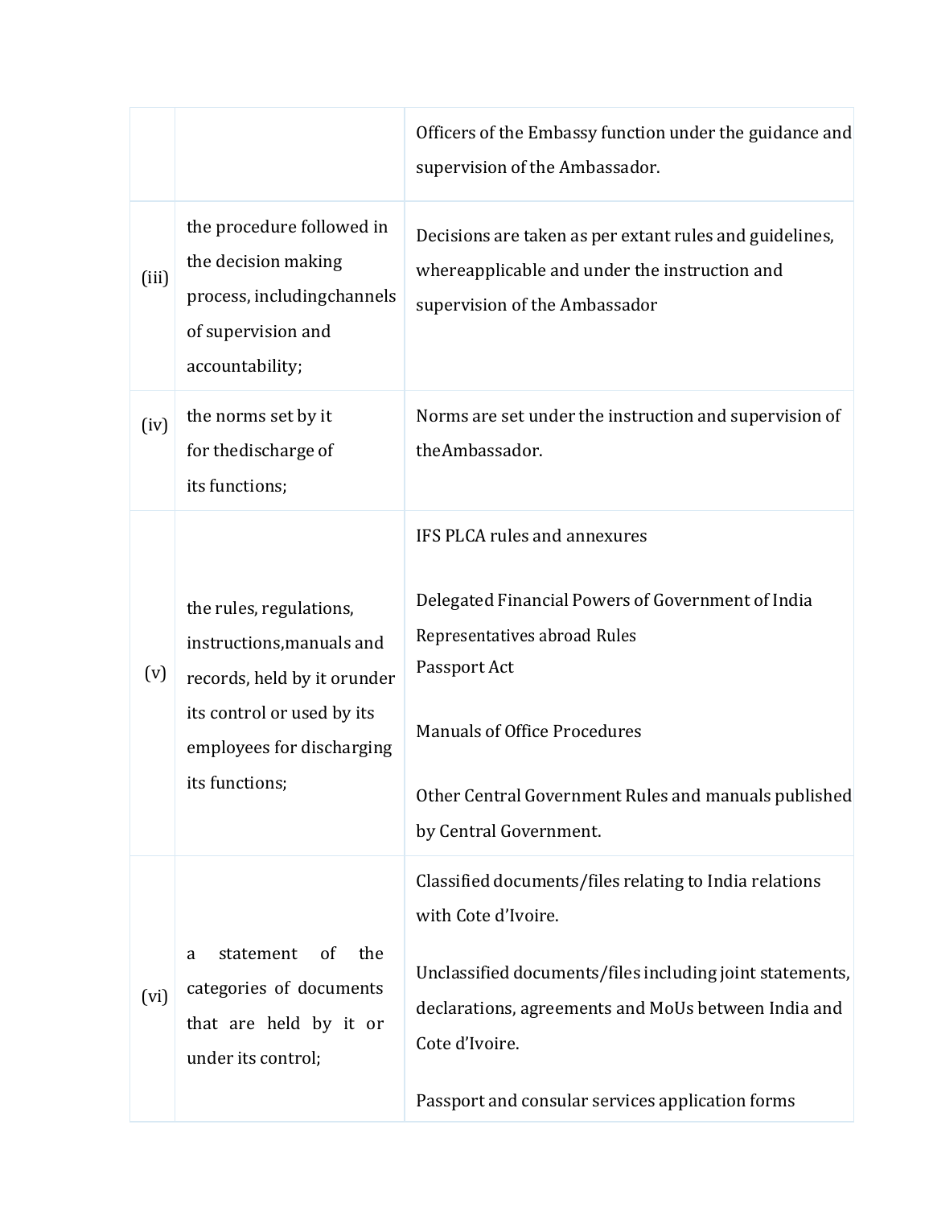| | | |
|---|---|---|
| | | Officers of the Embassy function under the guidance and supervision of the Ambassador. |
| (iii) | the procedure followed in the decision making process, includingchannels of supervision and accountability; | Decisions are taken as per extant rules and guidelines, whereapplicable and under the instruction and supervision of the Ambassador |
| (iv) | the norms set by it for thedischarge of its functions; | Norms are set under the instruction and supervision of theAmbassador. |
| (v) | the rules, regulations, instructions,manuals and records, held by it orunder its control or used by its employees for discharging its functions; | IFS PLCA rules and annexures<br><br>Delegated Financial Powers of Government of India Representatives abroad Rules<br>Passport Act<br><br>Manuals of Office Procedures<br><br>Other Central Government Rules and manuals published by Central Government. |
| (vi) | a statement of the categories of documents that are held by it or under its control; | Classified documents/files relating to India relations with Cote d'Ivoire.<br><br>Unclassified documents/files including joint statements, declarations, agreements and MoUs between India and Cote d'Ivoire.<br><br>Passport and consular services application forms |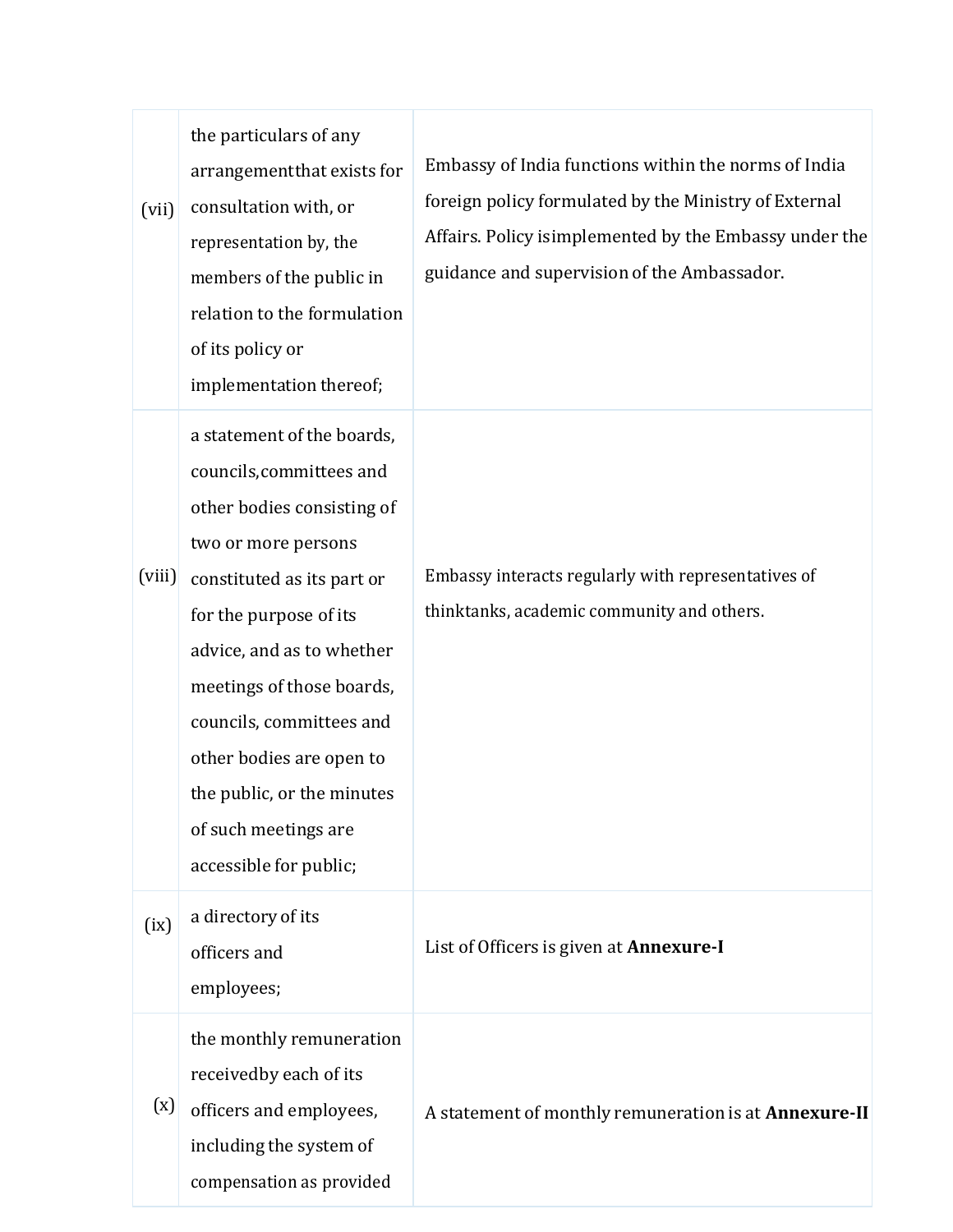| | | |
|---|---|---|
| (vii) | the particulars of any arrangementthat exists for consultation with, or representation by, the members of the public in relation to the formulation of its policy or implementation thereof; | Embassy of India functions within the norms of India foreign policy formulated by the Ministry of External Affairs. Policy isimplemented by the Embassy under the guidance and supervision of the Ambassador. |
| (viii) | a statement of the boards, councils,committees and other bodies consisting of two or more persons constituted as its part or for the purpose of its advice, and as to whether meetings of those boards, councils, committees and other bodies are open to the public, or the minutes of such meetings are accessible for public; | Embassy interacts regularly with representatives of thinktanks, academic community and others. |
| (ix) | a directory of its officers and employees; | List of Officers is given at **Annexure-I** |
| (x) | the monthly remuneration receivedby each of its officers and employees, including the system of compensation as provided | A statement of monthly remuneration is at **Annexure-II** |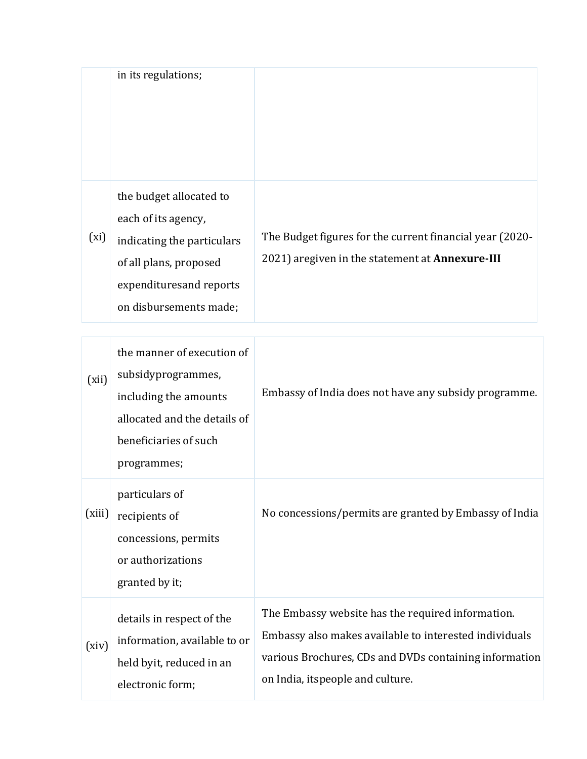| | | |
|---|---|---|
| | in its regulations; | |
| (xi) | the budget allocated to each of its agency, indicating the particulars of all plans, proposed expendituresand reports on disbursements made; | The Budget figures for the current financial year (2020-2021) aregiven in the statement at **Annexure-III** |
| (xii) | the manner of execution of subsidyprogrammes, including the amounts allocated and the details of beneficiaries of such programmes; | Embassy of India does not have any subsidy programme. |
| (xiii) | particulars of recipients of concessions, permits or authorizations granted by it; | No concessions/permits are granted by Embassy of India |
| (xiv) | details in respect of the information, available to or held byit, reduced in an electronic form; | The Embassy website has the required information. Embassy also makes available to interested individuals various Brochures, CDs and DVDs containing information on India, itspeople and culture. |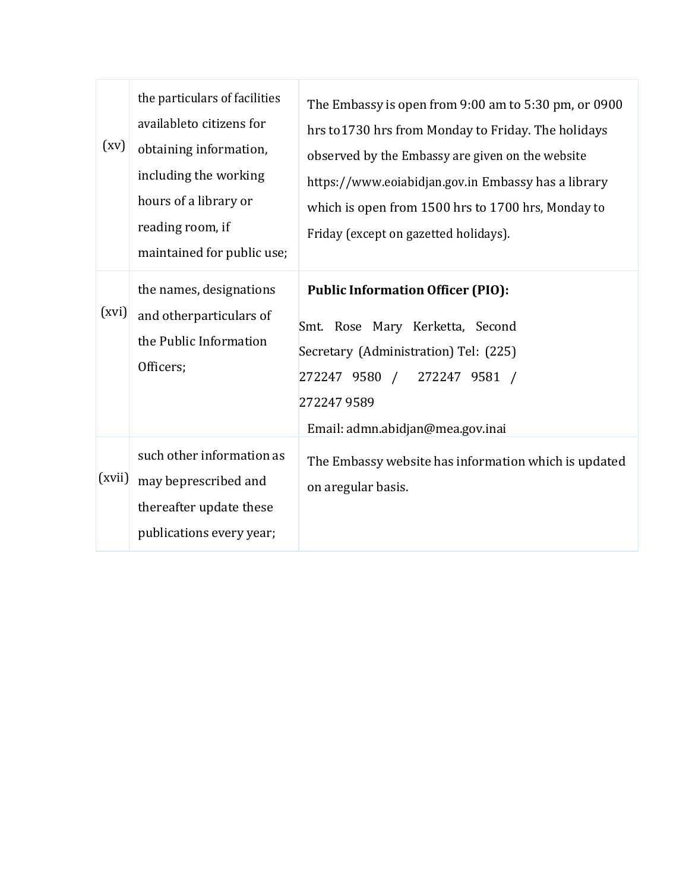| | | |
|---|---|---|
| (xv) | the particulars of facilities availableto citizens for obtaining information, including the working hours of a library or reading room, if maintained for public use; | The Embassy is open from 9:00 am to 5:30 pm, or 0900 hrs to1730 hrs from Monday to Friday. The holidays observed by the Embassy are given on the website https://www.eoiabidjan.gov.in Embassy has a library which is open from 1500 hrs to 1700 hrs, Monday to Friday (except on gazetted holidays). |
| (xvi) | the names, designations and otherparticulars of the Public Information Officers; | **Public Information Officer (PIO):** Smt. Rose Mary Kerketta, Second Secretary (Administration) Tel: (225) 272247 9580 / 272247 9581 / 272247 9589 Email: admn.abidjan@mea.gov.inai |
| (xvii) | such other information as may beprescribed and thereafter update these publications every year; | The Embassy website has information which is updated on aregular basis. |